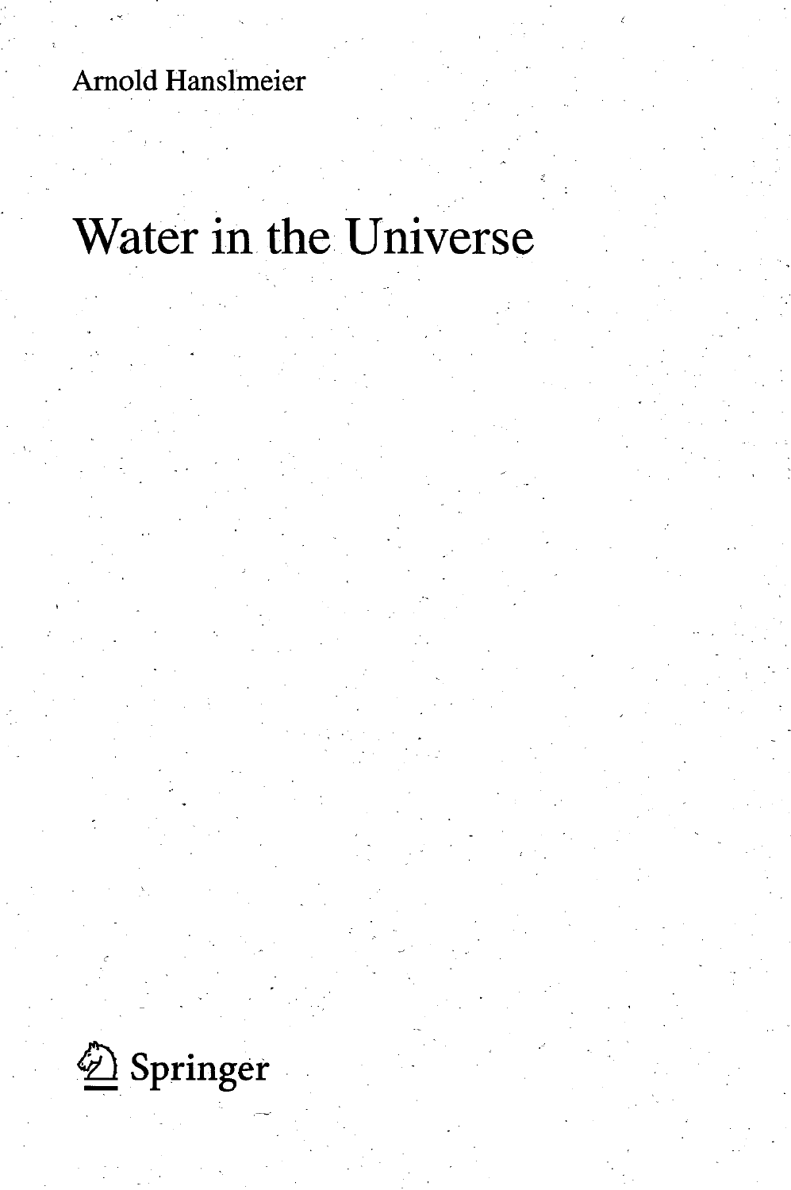Arnold Hanslmeier

# Water in the Universe

Springer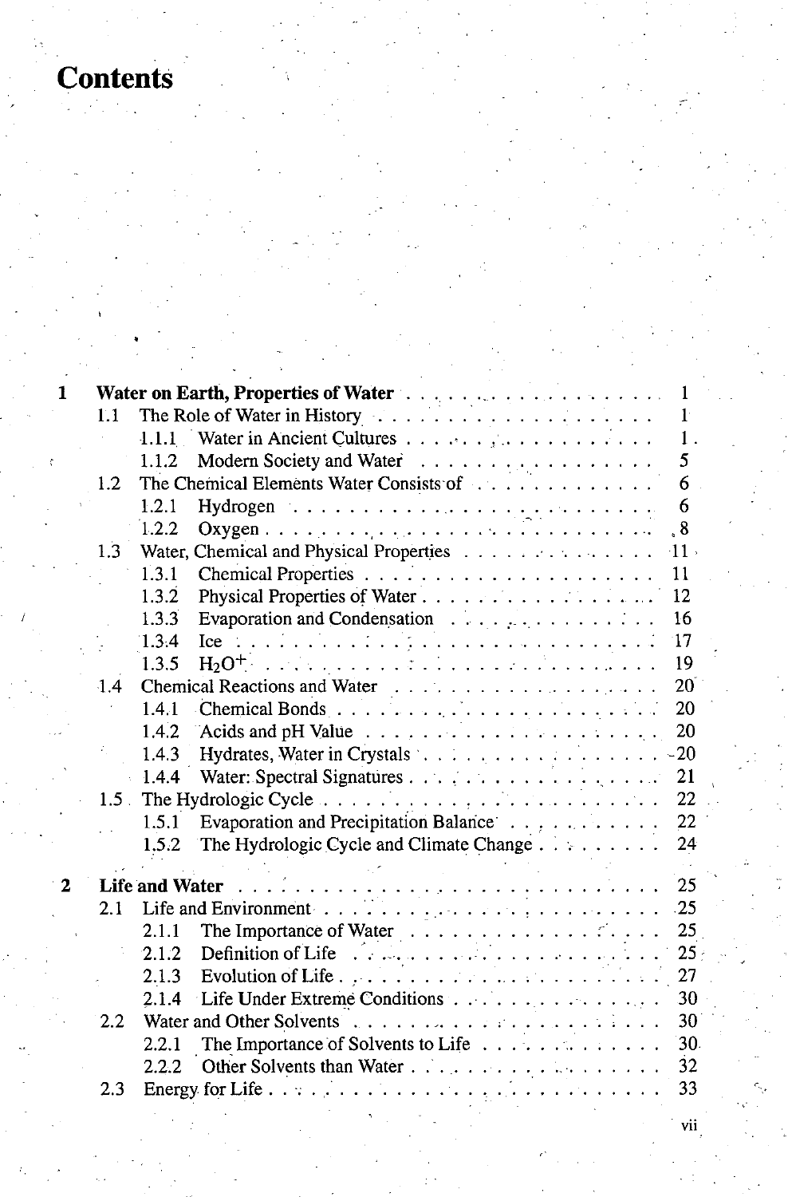# Contents

- **1 Water on Earth, Properties of Water** . . . 1
  - 1.1 The Role of Water in History . . . 1
    - 1.1.1 Water in Ancient Cultures . . . 1
    - 1.1.2 Modern Society and Water . . . 5
  - 1.2 The Chemical Elements Water Consists of . . . 6
    - 1.2.1 Hydrogen . . . 6
    - 1.2.2 Oxygen . . . 8
  - 1.3 Water, Chemical and Physical Properties . . . 11
    - 1.3.1 Chemical Properties . . . 11
    - 1.3.2 Physical Properties of Water . . . 12
    - 1.3.3 Evaporation and Condensation . . . 16
    - 1.3.4 Ice . . . 17
    - 1.3.5 $H_2O^+$ . . . 19
  - 1.4 Chemical Reactions and Water . . . 20
    - 1.4.1 Chemical Bonds . . . 20
    - 1.4.2 Acids and pH Value . . . 20
    - 1.4.3 Hydrates, Water in Crystals . . . 20
    - 1.4.4 Water: Spectral Signatures . . . 21
  - 1.5 The Hydrologic Cycle . . . 22
    - 1.5.1 Evaporation and Precipitation Balance . . . 22
    - 1.5.2 The Hydrologic Cycle and Climate Change . . . 24
- **2 Life and Water** . . . 25
  - 2.1 Life and Environment . . . 25
    - 2.1.1 The Importance of Water . . . 25
    - 2.1.2 Definition of Life . . . 25
    - 2.1.3 Evolution of Life . . . 27
    - 2.1.4 Life Under Extreme Conditions . . . 30
  - 2.2 Water and Other Solvents . . . 30
    - 2.2.1 The Importance of Solvents to Life . . . 30
    - 2.2.2 Other Solvents than Water . . . 32
  - 2.3 Energy for Life . . . 33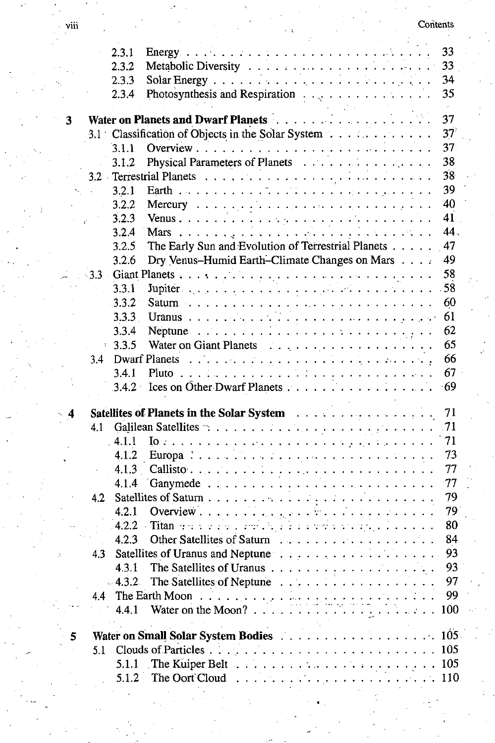2.3.1 Energy . . . . . . . . . . . . . . . . . . . . . . . . . 33
2.3.2 Metabolic Diversity . . . . . . . . . . . . . . . . . . . 33
2.3.3 Solar Energy . . . . . . . . . . . . . . . . . . . . . . 34
2.3.4 Photosynthesis and Respiration . . . . . . . . . . . . . 35

**3 Water on Planets and Dwarf Planets** . . . . . . . . . . . . . . . . 37
3.1 Classification of Objects in the Solar System . . . . . . . . . . 37
3.1.1 Overview . . . . . . . . . . . . . . . . . . . . . . . . 37
3.1.2 Physical Parameters of Planets . . . . . . . . . . . . . 38
3.2 Terrestrial Planets . . . . . . . . . . . . . . . . . . . . . . . 38
3.2.1 Earth . . . . . . . . . . . . . . . . . . . . . . . . . . 39
3.2.2 Mercury . . . . . . . . . . . . . . . . . . . . . . . . . 40
3.2.3 Venus . . . . . . . . . . . . . . . . . . . . . . . . . . 41
3.2.4 Mars . . . . . . . . . . . . . . . . . . . . . . . . . . . 44
3.2.5 The Early Sun and Evolution of Terrestrial Planets . . . . . 47
3.2.6 Dry Venus–Humid Earth–Climate Changes on Mars . . . . 49
3.3 Giant Planets . . . . . . . . . . . . . . . . . . . . . . . . . 58
3.3.1 Jupiter . . . . . . . . . . . . . . . . . . . . . . . . . . 58
3.3.2 Saturn . . . . . . . . . . . . . . . . . . . . . . . . . . 60
3.3.3 Uranus . . . . . . . . . . . . . . . . . . . . . . . . . . 61
3.3.4 Neptune . . . . . . . . . . . . . . . . . . . . . . . . . 62
3.3.5 Water on Giant Planets . . . . . . . . . . . . . . . . . 65
3.4 Dwarf Planets . . . . . . . . . . . . . . . . . . . . . . . . . 66
3.4.1 Pluto . . . . . . . . . . . . . . . . . . . . . . . . . . . 67
3.4.2 Ices on Other Dwarf Planets . . . . . . . . . . . . . . . 69

**4 Satellites of Planets in the Solar System** . . . . . . . . . . . . . 71
4.1 Galilean Satellites . . . . . . . . . . . . . . . . . . . . . . . 71
4.1.1 Io . . . . . . . . . . . . . . . . . . . . . . . . . . . . . 71
4.1.2 Europa . . . . . . . . . . . . . . . . . . . . . . . . . . 73
4.1.3 Callisto . . . . . . . . . . . . . . . . . . . . . . . . . . 77
4.1.4 Ganymede . . . . . . . . . . . . . . . . . . . . . . . . 77
4.2 Satellites of Saturn . . . . . . . . . . . . . . . . . . . . . . . 79
4.2.1 Overview . . . . . . . . . . . . . . . . . . . . . . . . . 79
4.2.2 Titan . . . . . . . . . . . . . . . . . . . . . . . . . . . 80
4.2.3 Other Satellites of Saturn . . . . . . . . . . . . . . . . 84
4.3 Satellites of Uranus and Neptune . . . . . . . . . . . . . . . . 93
4.3.1 The Satellites of Uranus . . . . . . . . . . . . . . . . . 93
4.3.2 The Satellites of Neptune . . . . . . . . . . . . . . . . 97
4.4 The Earth Moon . . . . . . . . . . . . . . . . . . . . . . . . 99
4.4.1 Water on the Moon? . . . . . . . . . . . . . . . . . . . 100

**5 Water on Small Solar System Bodies** . . . . . . . . . . . . . . . 105
5.1 Clouds of Particles . . . . . . . . . . . . . . . . . . . . . . . 105
5.1.1 The Kuiper Belt . . . . . . . . . . . . . . . . . . . . . 105
5.1.2 The Oort Cloud . . . . . . . . . . . . . . . . . . . . . 110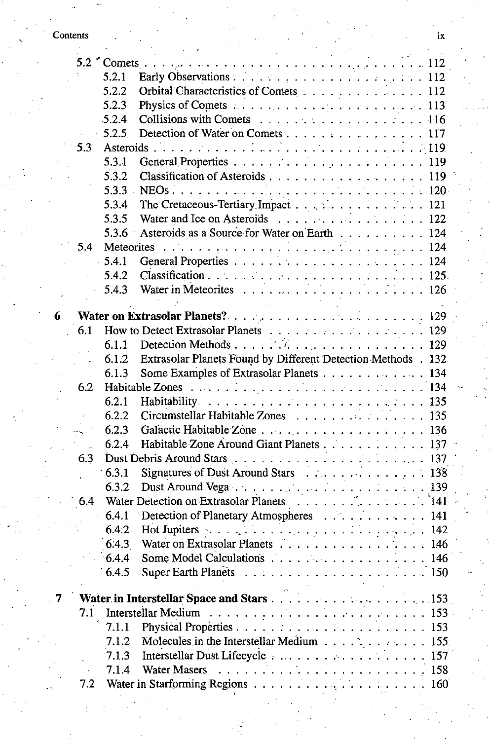5.2 Comets ... 112
- 5.2.1 Early Observations ... 112
- 5.2.2 Orbital Characteristics of Comets ... 112
- 5.2.3 Physics of Comets ... 113
- 5.2.4 Collisions with Comets ... 116
- 5.2.5 Detection of Water on Comets ... 117

5.3 Asteroids ... 119
- 5.3.1 General Properties ... 119
- 5.3.2 Classification of Asteroids ... 119
- 5.3.3 NEOs ... 120
- 5.3.4 The Cretaceous-Tertiary Impact ... 121
- 5.3.5 Water and Ice on Asteroids ... 122
- 5.3.6 Asteroids as a Source for Water on Earth ... 124

5.4 Meteorites ... 124
- 5.4.1 General Properties ... 124
- 5.4.2 Classification ... 125
- 5.4.3 Water in Meteorites ... 126

**6 Water on Extrasolar Planets? ... 129**

6.1 How to Detect Extrasolar Planets ... 129
- 6.1.1 Detection Methods ... 129
- 6.1.2 Extrasolar Planets Found by Different Detection Methods ... 132
- 6.1.3 Some Examples of Extrasolar Planets ... 134

6.2 Habitable Zones ... 134
- 6.2.1 Habitability ... 135
- 6.2.2 Circumstellar Habitable Zones ... 135
- 6.2.3 Galactic Habitable Zone ... 136
- 6.2.4 Habitable Zone Around Giant Planets ... 137

6.3 Dust Debris Around Stars ... 137
- 6.3.1 Signatures of Dust Around Stars ... 138
- 6.3.2 Dust Around Vega ... 139

6.4 Water Detection on Extrasolar Planets ... 141
- 6.4.1 Detection of Planetary Atmospheres ... 141
- 6.4.2 Hot Jupiters ... 142
- 6.4.3 Water on Extrasolar Planets ... 146
- 6.4.4 Some Model Calculations ... 146
- 6.4.5 Super Earth Planets ... 150

**7 Water in Interstellar Space and Stars ... 153**

7.1 Interstellar Medium ... 153
- 7.1.1 Physical Properties ... 153
- 7.1.2 Molecules in the Interstellar Medium ... 155
- 7.1.3 Interstellar Dust Lifecycle ... 157
- 7.1.4 Water Masers ... 158

7.2 Water in Starforming Regions ... 160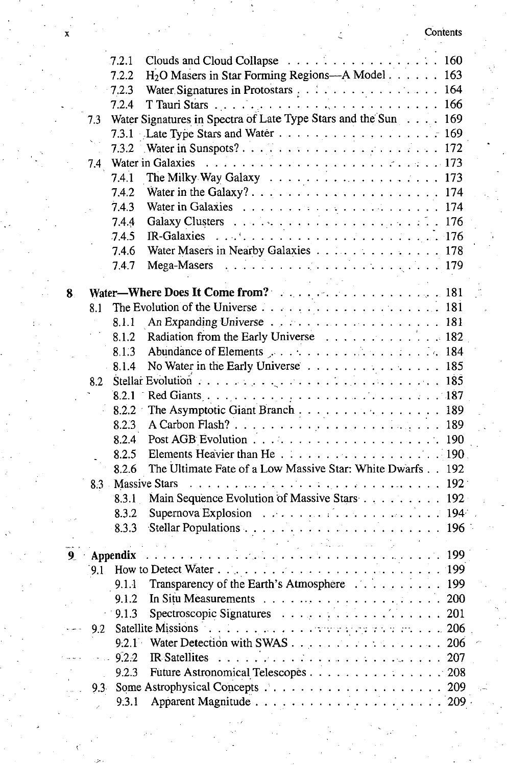7.2.1 Clouds and Cloud Collapse . . . . . . . . . . . . . . . . . 160
7.2.2 $H_2O$ Masers in Star Forming Regions—A Model . . . . . . 163
7.2.3 Water Signatures in Protostars . . . . . . . . . . . . . . . 164
7.2.4 T Tauri Stars . . . . . . . . . . . . . . . . . . . . . . . 166

7.3 Water Signatures in Spectra of Late Type Stars and the Sun . . . . 169
7.3.1 Late Type Stars and Water . . . . . . . . . . . . . . . . . 169
7.3.2 Water in Sunspots? . . . . . . . . . . . . . . . . . . . . 172

7.4 Water in Galaxies . . . . . . . . . . . . . . . . . . . . . . . . 173
7.4.1 The Milky Way Galaxy . . . . . . . . . . . . . . . . . . 173
7.4.2 Water in the Galaxy? . . . . . . . . . . . . . . . . . . . 174
7.4.3 Water in Galaxies . . . . . . . . . . . . . . . . . . . . . 174
7.4.4 Galaxy Clusters . . . . . . . . . . . . . . . . . . . . . . 176
7.4.5 IR-Galaxies . . . . . . . . . . . . . . . . . . . . . . . . 176
7.4.6 Water Masers in Nearby Galaxies . . . . . . . . . . . . . 178
7.4.7 Mega-Masers . . . . . . . . . . . . . . . . . . . . . . . 179

**8 Water—Where Does It Come from?** . . . . . . . . . . . . . . . . . 181

8.1 The Evolution of the Universe . . . . . . . . . . . . . . . . . . 181
8.1.1 An Expanding Universe . . . . . . . . . . . . . . . . . . 181
8.1.2 Radiation from the Early Universe . . . . . . . . . . . . 182
8.1.3 Abundance of Elements . . . . . . . . . . . . . . . . . . 184
8.1.4 No Water in the Early Universe . . . . . . . . . . . . . . 185

8.2 Stellar Evolution . . . . . . . . . . . . . . . . . . . . . . . . . 185
8.2.1 Red Giants . . . . . . . . . . . . . . . . . . . . . . . . 187
8.2.2 The Asymptotic Giant Branch . . . . . . . . . . . . . . . 189
8.2.3 A Carbon Flash? . . . . . . . . . . . . . . . . . . . . . . 189
8.2.4 Post AGB Evolution . . . . . . . . . . . . . . . . . . . . 190
8.2.5 Elements Heavier than He . . . . . . . . . . . . . . . . . 190
8.2.6 The Ultimate Fate of a Low Massive Star: White Dwarfs . . 192

8.3 Massive Stars . . . . . . . . . . . . . . . . . . . . . . . . . . . 192
8.3.1 Main Sequence Evolution of Massive Stars . . . . . . . . . 192
8.3.2 Supernova Explosion . . . . . . . . . . . . . . . . . . . 194
8.3.3 Stellar Populations . . . . . . . . . . . . . . . . . . . . . 196

**9 Appendix** . . . . . . . . . . . . . . . . . . . . . . . . . . . . . . . 199

9.1 How to Detect Water . . . . . . . . . . . . . . . . . . . . . . . 199
9.1.1 Transparency of the Earth's Atmosphere . . . . . . . . . . 199
9.1.2 In Situ Measurements . . . . . . . . . . . . . . . . . . . 200
9.1.3 Spectroscopic Signatures . . . . . . . . . . . . . . . . . 201

9.2 Satellite Missions . . . . . . . . . . . . . . . . . . . . . . . . . 206
9.2.1 Water Detection with SWAS . . . . . . . . . . . . . . . . 206
9.2.2 IR Satellites . . . . . . . . . . . . . . . . . . . . . . . . 207
9.2.3 Future Astronomical Telescopes . . . . . . . . . . . . . . 208

9.3 Some Astrophysical Concepts . . . . . . . . . . . . . . . . . . . 209
9.3.1 Apparent Magnitude . . . . . . . . . . . . . . . . . . . . 209